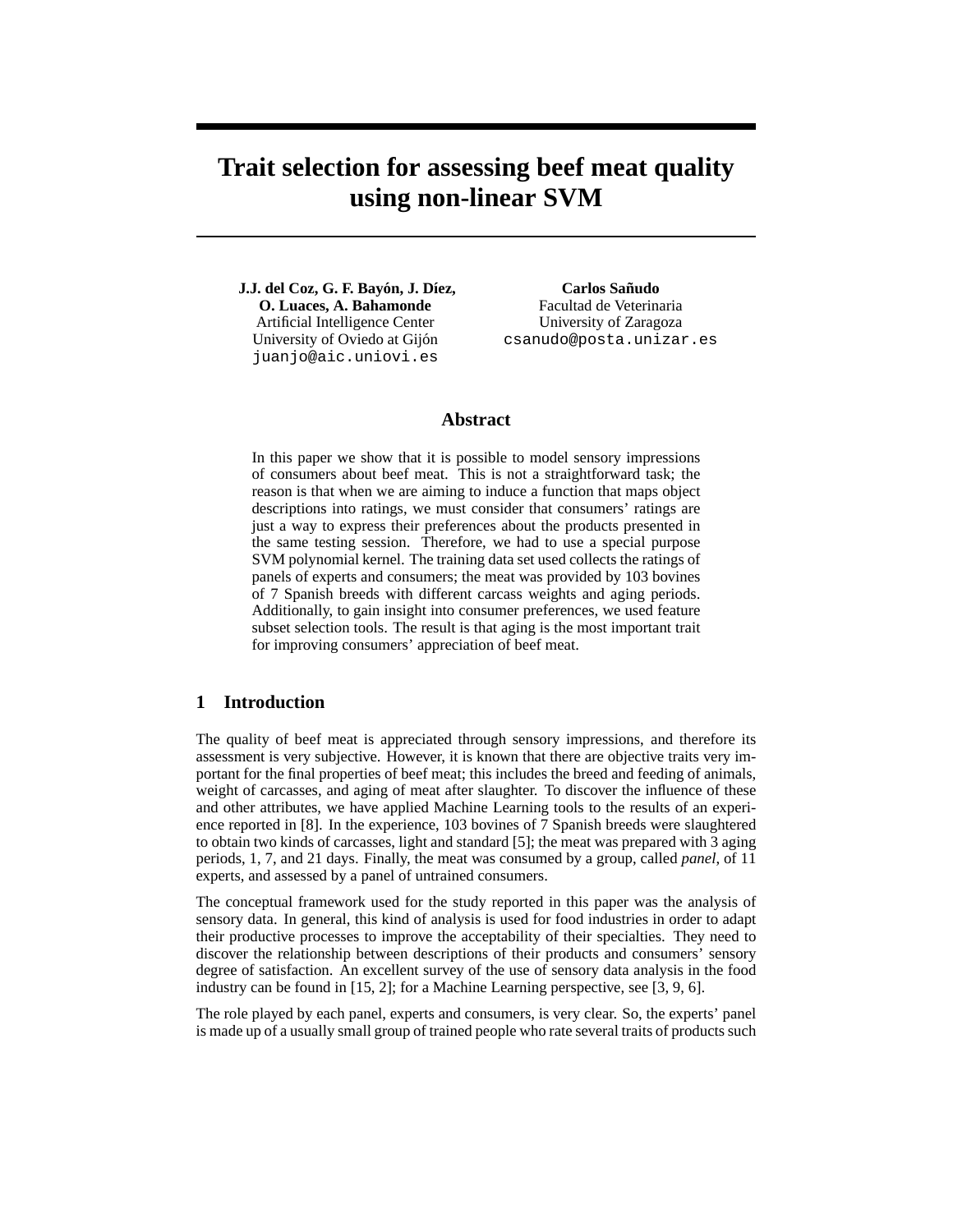# Trait selection for assessing beef meat quality using non-linear SVM

**J.J. del Coz, G. F. Bayón, J. Díez, O. Luaces, A. Bahamonde**
Artificial Intelligence Center
University of Oviedo at Gijón
juanjo@aic.uniovi.es

**Carlos Sañudo**
Facultad de Veterinaria
University of Zaragoza
csanudo@posta.unizar.es

## Abstract

In this paper we show that it is possible to model sensory impressions of consumers about beef meat. This is not a straightforward task; the reason is that when we are aiming to induce a function that maps object descriptions into ratings, we must consider that consumers' ratings are just a way to express their preferences about the products presented in the same testing session. Therefore, we had to use a special purpose SVM polynomial kernel. The training data set used collects the ratings of panels of experts and consumers; the meat was provided by 103 bovines of 7 Spanish breeds with different carcass weights and aging periods. Additionally, to gain insight into consumer preferences, we used feature subset selection tools. The result is that aging is the most important trait for improving consumers' appreciation of beef meat.

## 1 Introduction

The quality of beef meat is appreciated through sensory impressions, and therefore its assessment is very subjective. However, it is known that there are objective traits very important for the final properties of beef meat; this includes the breed and feeding of animals, weight of carcasses, and aging of meat after slaughter. To discover the influence of these and other attributes, we have applied Machine Learning tools to the results of an experience reported in [8]. In the experience, 103 bovines of 7 Spanish breeds were slaughtered to obtain two kinds of carcasses, light and standard [5]; the meat was prepared with 3 aging periods, 1, 7, and 21 days. Finally, the meat was consumed by a group, called *panel*, of 11 experts, and assessed by a panel of untrained consumers.

The conceptual framework used for the study reported in this paper was the analysis of sensory data. In general, this kind of analysis is used for food industries in order to adapt their productive processes to improve the acceptability of their specialties. They need to discover the relationship between descriptions of their products and consumers' sensory degree of satisfaction. An excellent survey of the use of sensory data analysis in the food industry can be found in [15, 2]; for a Machine Learning perspective, see [3, 9, 6].

The role played by each panel, experts and consumers, is very clear. So, the experts' panel is made up of a usually small group of trained people who rate several traits of products such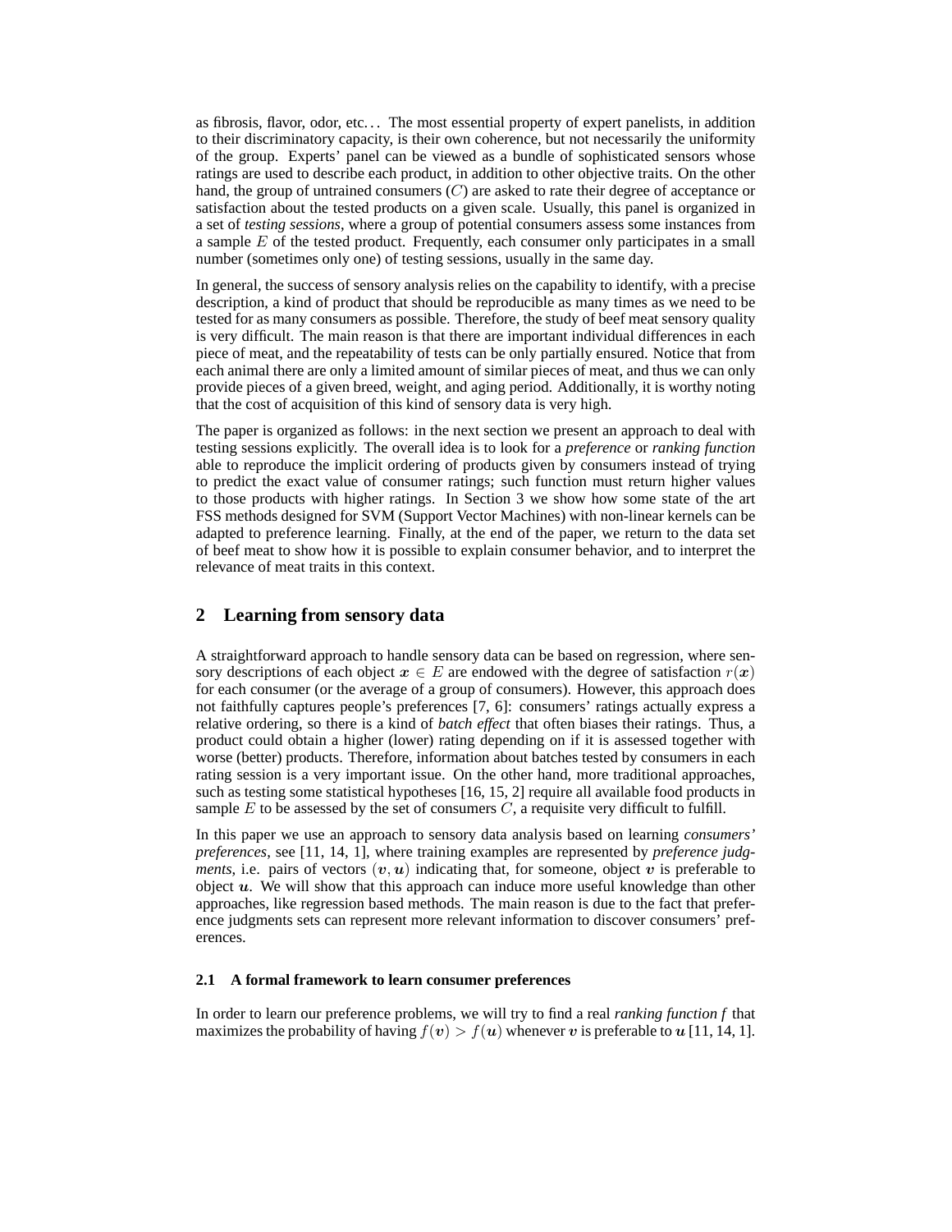as fibrosis, flavor, odor, etc… The most essential property of expert panelists, in addition to their discriminatory capacity, is their own coherence, but not necessarily the uniformity of the group. Experts' panel can be viewed as a bundle of sophisticated sensors whose ratings are used to describe each product, in addition to other objective traits. On the other hand, the group of untrained consumers ($C$) are asked to rate their degree of acceptance or satisfaction about the tested products on a given scale. Usually, this panel is organized in a set of *testing sessions*, where a group of potential consumers assess some instances from a sample $E$ of the tested product. Frequently, each consumer only participates in a small number (sometimes only one) of testing sessions, usually in the same day.

In general, the success of sensory analysis relies on the capability to identify, with a precise description, a kind of product that should be reproducible as many times as we need to be tested for as many consumers as possible. Therefore, the study of beef meat sensory quality is very difficult. The main reason is that there are important individual differences in each piece of meat, and the repeatability of tests can be only partially ensured. Notice that from each animal there are only a limited amount of similar pieces of meat, and thus we can only provide pieces of a given breed, weight, and aging period. Additionally, it is worthy noting that the cost of acquisition of this kind of sensory data is very high.

The paper is organized as follows: in the next section we present an approach to deal with testing sessions explicitly. The overall idea is to look for a *preference* or *ranking function* able to reproduce the implicit ordering of products given by consumers instead of trying to predict the exact value of consumer ratings; such function must return higher values to those products with higher ratings. In Section 3 we show how some state of the art FSS methods designed for SVM (Support Vector Machines) with non-linear kernels can be adapted to preference learning. Finally, at the end of the paper, we return to the data set of beef meat to show how it is possible to explain consumer behavior, and to interpret the relevance of meat traits in this context.

## 2 Learning from sensory data

A straightforward approach to handle sensory data can be based on regression, where sensory descriptions of each object $\boldsymbol{x} \in E$ are endowed with the degree of satisfaction $r(\boldsymbol{x})$ for each consumer (or the average of a group of consumers). However, this approach does not faithfully captures people's preferences [7, 6]: consumers' ratings actually express a relative ordering, so there is a kind of *batch effect* that often biases their ratings. Thus, a product could obtain a higher (lower) rating depending on if it is assessed together with worse (better) products. Therefore, information about batches tested by consumers in each rating session is a very important issue. On the other hand, more traditional approaches, such as testing some statistical hypotheses [16, 15, 2] require all available food products in sample $E$ to be assessed by the set of consumers $C$, a requisite very difficult to fulfill.

In this paper we use an approach to sensory data analysis based on learning *consumers' preferences*, see [11, 14, 1], where training examples are represented by *preference judgments*, i.e. pairs of vectors $(\boldsymbol{v}, \boldsymbol{u})$ indicating that, for someone, object $\boldsymbol{v}$ is preferable to object $\boldsymbol{u}$. We will show that this approach can induce more useful knowledge than other approaches, like regression based methods. The main reason is due to the fact that preference judgments sets can represent more relevant information to discover consumers' preferences.

### 2.1 A formal framework to learn consumer preferences

In order to learn our preference problems, we will try to find a real *ranking function* $f$ that maximizes the probability of having $f(\boldsymbol{v}) > f(\boldsymbol{u})$ whenever $\boldsymbol{v}$ is preferable to $\boldsymbol{u}$ [11, 14, 1].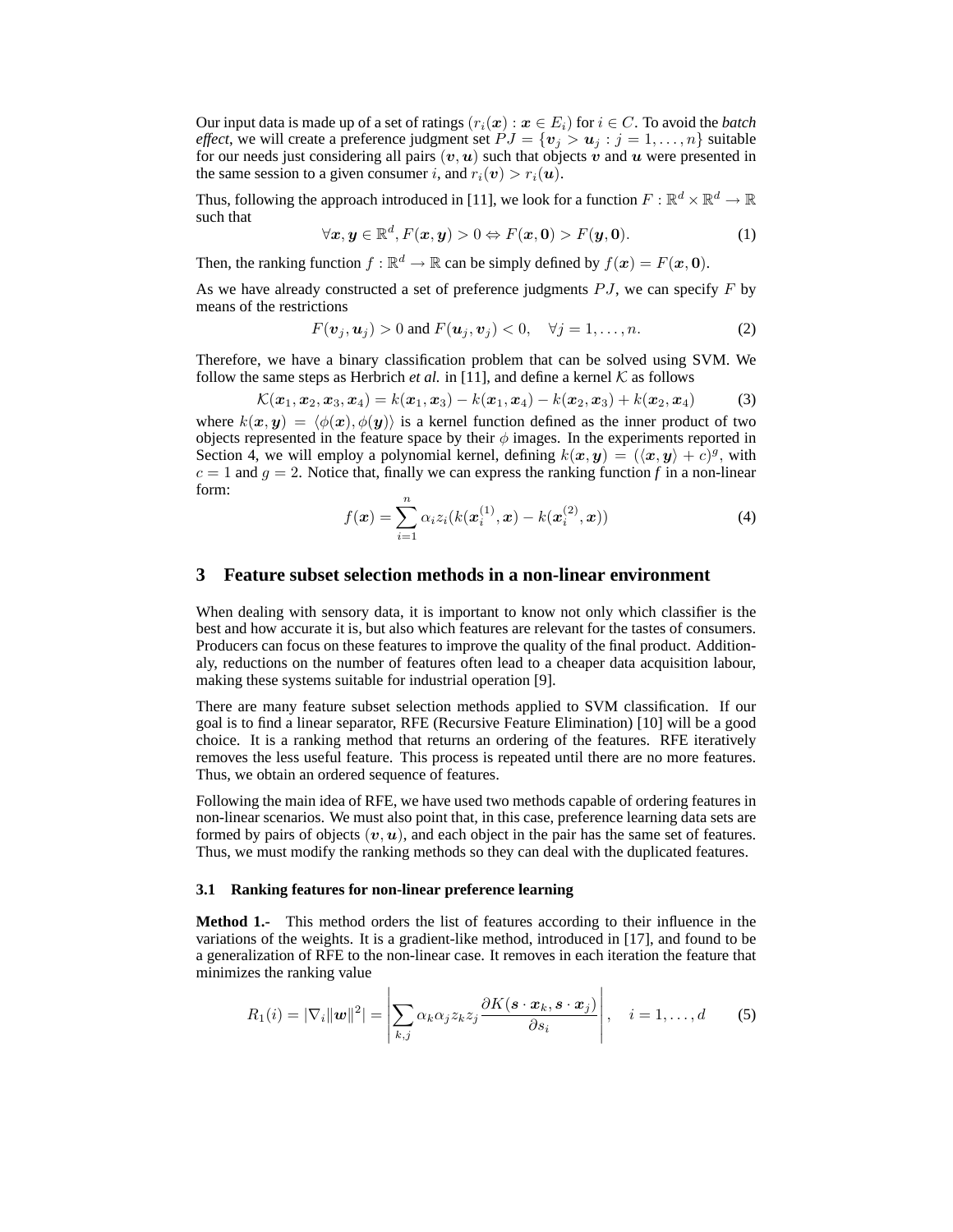Our input data is made up of a set of ratings $(r_i(\boldsymbol{x}) : \boldsymbol{x} \in E_i)$ for $i \in C$. To avoid the *batch effect*, we will create a preference judgment set $PJ = \{\boldsymbol{v}_j > \boldsymbol{u}_j : j = 1, \ldots, n\}$ suitable for our needs just considering all pairs $(\boldsymbol{v}, \boldsymbol{u})$ such that objects $\boldsymbol{v}$ and $\boldsymbol{u}$ were presented in the same session to a given consumer $i$, and $r_i(\boldsymbol{v}) > r_i(\boldsymbol{u})$.

Thus, following the approach introduced in [11], we look for a function $F : \mathbb{R}^d \times \mathbb{R}^d \to \mathbb{R}$ such that

$$\forall \boldsymbol{x}, \boldsymbol{y} \in \mathbb{R}^d, F(\boldsymbol{x}, \boldsymbol{y}) > 0 \Leftrightarrow F(\boldsymbol{x}, \boldsymbol{0}) > F(\boldsymbol{y}, \boldsymbol{0}). \tag{1}$$

Then, the ranking function $f : \mathbb{R}^d \to \mathbb{R}$ can be simply defined by $f(\boldsymbol{x}) = F(\boldsymbol{x}, \boldsymbol{0})$.

As we have already constructed a set of preference judgments $PJ$, we can specify $F$ by means of the restrictions

$$F(\boldsymbol{v}_j, \boldsymbol{u}_j) > 0 \text{ and } F(\boldsymbol{u}_j, \boldsymbol{v}_j) < 0, \quad \forall j = 1, \ldots, n. \tag{2}$$

Therefore, we have a binary classification problem that can be solved using SVM. We follow the same steps as Herbrich *et al.* in [11], and define a kernel $\mathcal{K}$ as follows

$$\mathcal{K}(\boldsymbol{x}_1, \boldsymbol{x}_2, \boldsymbol{x}_3, \boldsymbol{x}_4) = k(\boldsymbol{x}_1, \boldsymbol{x}_3) - k(\boldsymbol{x}_1, \boldsymbol{x}_4) - k(\boldsymbol{x}_2, \boldsymbol{x}_3) + k(\boldsymbol{x}_2, \boldsymbol{x}_4) \tag{3}$$

where $k(\boldsymbol{x}, \boldsymbol{y}) = \langle \phi(\boldsymbol{x}), \phi(\boldsymbol{y}) \rangle$ is a kernel function defined as the inner product of two objects represented in the feature space by their $\phi$ images. In the experiments reported in Section 4, we will employ a polynomial kernel, defining $k(\boldsymbol{x}, \boldsymbol{y}) = (\langle \boldsymbol{x}, \boldsymbol{y} \rangle + c)^g$, with $c = 1$ and $g = 2$. Notice that, finally we can express the ranking function $f$ in a non-linear form:

$$f(\boldsymbol{x}) = \sum_{i=1}^{n} \alpha_i z_i (k(\boldsymbol{x}_i^{(1)}, \boldsymbol{x}) - k(\boldsymbol{x}_i^{(2)}, \boldsymbol{x})) \tag{4}$$

## 3 Feature subset selection methods in a non-linear environment

When dealing with sensory data, it is important to know not only which classifier is the best and how accurate it is, but also which features are relevant for the tastes of consumers. Producers can focus on these features to improve the quality of the final product. Additionaly, reductions on the number of features often lead to a cheaper data acquisition labour, making these systems suitable for industrial operation [9].

There are many feature subset selection methods applied to SVM classification. If our goal is to find a linear separator, RFE (Recursive Feature Elimination) [10] will be a good choice. It is a ranking method that returns an ordering of the features. RFE iteratively removes the less useful feature. This process is repeated until there are no more features. Thus, we obtain an ordered sequence of features.

Following the main idea of RFE, we have used two methods capable of ordering features in non-linear scenarios. We must also point that, in this case, preference learning data sets are formed by pairs of objects $(\boldsymbol{v}, \boldsymbol{u})$, and each object in the pair has the same set of features. Thus, we must modify the ranking methods so they can deal with the duplicated features.

### 3.1 Ranking features for non-linear preference learning

**Method 1.-** This method orders the list of features according to their influence in the variations of the weights. It is a gradient-like method, introduced in [17], and found to be a generalization of RFE to the non-linear case. It removes in each iteration the feature that minimizes the ranking value

$$R_1(i) = |\nabla_i \|\boldsymbol{w}\|^2| = \left| \sum_{k,j} \alpha_k \alpha_j z_k z_j \frac{\partial K(\boldsymbol{s} \cdot \boldsymbol{x}_k, \boldsymbol{s} \cdot \boldsymbol{x}_j)}{\partial s_i} \right|, \quad i = 1, \ldots, d \tag{5}$$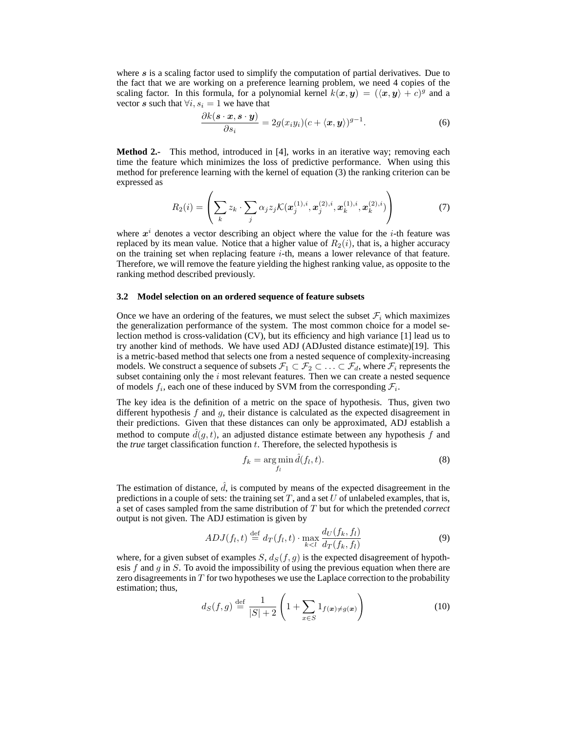where $\boldsymbol{s}$ is a scaling factor used to simplify the computation of partial derivatives. Due to the fact that we are working on a preference learning problem, we need 4 copies of the scaling factor. In this formula, for a polynomial kernel $k(\boldsymbol{x}, \boldsymbol{y}) = (\langle \boldsymbol{x}, \boldsymbol{y} \rangle + c)^g$ and a vector $\boldsymbol{s}$ such that $\forall i, s_i = 1$ we have that

$$\frac{\partial k(\boldsymbol{s} \cdot \boldsymbol{x}, \boldsymbol{s} \cdot \boldsymbol{y})}{\partial s_i} = 2g(x_i y_i)(c + \langle \boldsymbol{x}, \boldsymbol{y} \rangle)^{g-1}. \tag{6}$$

**Method 2.-** This method, introduced in [4], works in an iterative way; removing each time the feature which minimizes the loss of predictive performance. When using this method for preference learning with the kernel of equation (3) the ranking criterion can be expressed as

$$R_2(i) = \left( \sum_k z_k \cdot \sum_j \alpha_j z_j \mathcal{K}(\boldsymbol{x}_j^{(1),i}, \boldsymbol{x}_j^{(2),i}, \boldsymbol{x}_k^{(1),i}, \boldsymbol{x}_k^{(2),i}) \right) \tag{7}$$

where $\boldsymbol{x}^i$ denotes a vector describing an object where the value for the $i$-th feature was replaced by its mean value. Notice that a higher value of $R_2(i)$, that is, a higher accuracy on the training set when replacing feature $i$-th, means a lower relevance of that feature. Therefore, we will remove the feature yielding the highest ranking value, as opposite to the ranking method described previously.

### 3.2 Model selection on an ordered sequence of feature subsets

Once we have an ordering of the features, we must select the subset $\mathcal{F}_i$ which maximizes the generalization performance of the system. The most common choice for a model selection method is cross-validation (CV), but its efficiency and high variance [1] lead us to try another kind of methods. We have used ADJ (ADJusted distance estimate)[19]. This is a metric-based method that selects one from a nested sequence of complexity-increasing models. We construct a sequence of subsets $\mathcal{F}_1 \subset \mathcal{F}_2 \subset \ldots \subset \mathcal{F}_d$, where $\mathcal{F}_i$ represents the subset containing only the $i$ most relevant features. Then we can create a nested sequence of models $f_i$, each one of these induced by SVM from the corresponding $\mathcal{F}_i$.

The key idea is the definition of a metric on the space of hypothesis. Thus, given two different hypothesis $f$ and $g$, their distance is calculated as the expected disagreement in their predictions. Given that these distances can only be approximated, ADJ establish a method to compute $\hat{d}(g, t)$, an adjusted distance estimate between any hypothesis $f$ and the *true* target classification function $t$. Therefore, the selected hypothesis is

$$f_k = \arg\min_{f_l} \hat{d}(f_l, t). \tag{8}$$

The estimation of distance, $\hat{d}$, is computed by means of the expected disagreement in the predictions in a couple of sets: the training set $T$, and a set $U$ of unlabeled examples, that is, a set of cases sampled from the same distribution of $T$ but for which the pretended *correct* output is not given. The ADJ estimation is given by

$$ADJ(f_l, t) \stackrel{\text{def}}{=} d_T(f_l, t) \cdot \max_{k<l} \frac{d_U(f_k, f_l)}{d_T(f_k, f_l)} \tag{9}$$

where, for a given subset of examples $S$, $d_S(f, g)$ is the expected disagreement of hypothesis $f$ and $g$ in $S$. To avoid the impossibility of using the previous equation when there are zero disagreements in $T$ for two hypotheses we use the Laplace correction to the probability estimation; thus,

$$d_S(f, g) \stackrel{\text{def}}{=} \frac{1}{|S| + 2} \left( 1 + \sum_{x \in S} 1_{f(\boldsymbol{x}) \neq g(\boldsymbol{x})} \right) \tag{10}$$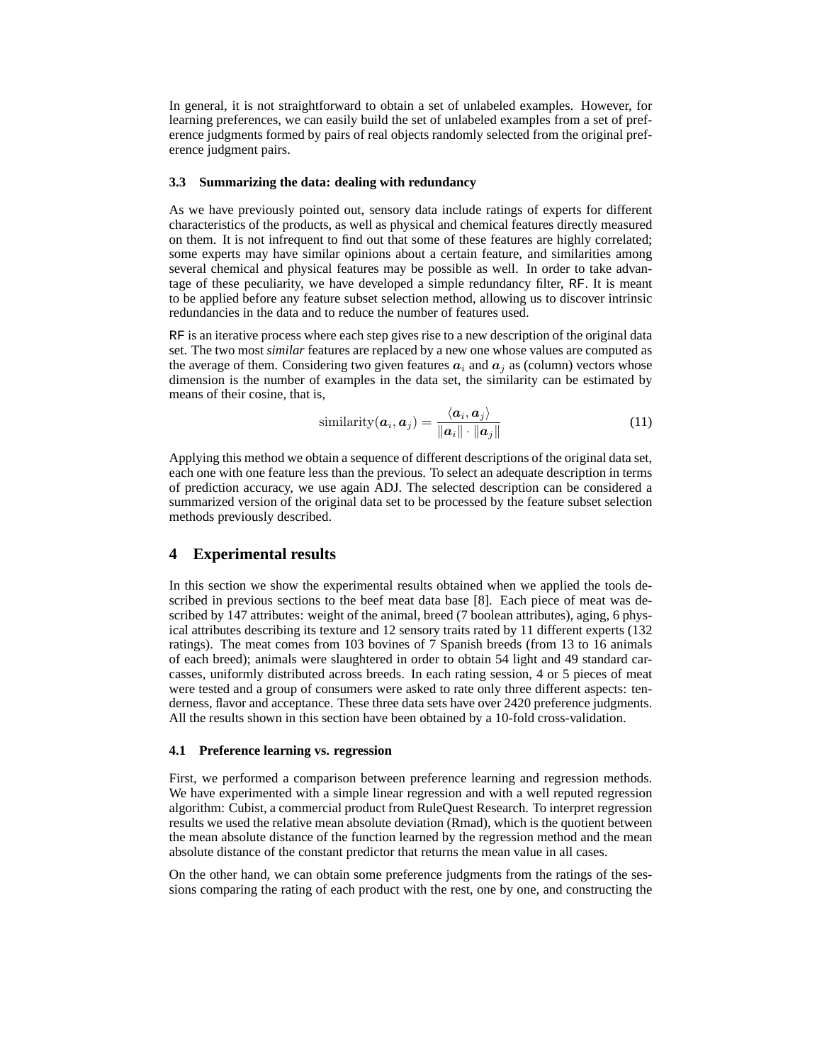In general, it is not straightforward to obtain a set of unlabeled examples. However, for learning preferences, we can easily build the set of unlabeled examples from a set of preference judgments formed by pairs of real objects randomly selected from the original preference judgment pairs.

### 3.3 Summarizing the data: dealing with redundancy

As we have previously pointed out, sensory data include ratings of experts for different characteristics of the products, as well as physical and chemical features directly measured on them. It is not infrequent to find out that some of these features are highly correlated; some experts may have similar opinions about a certain feature, and similarities among several chemical and physical features may be possible as well. In order to take advantage of these peculiarity, we have developed a simple redundancy filter, RF. It is meant to be applied before any feature subset selection method, allowing us to discover intrinsic redundancies in the data and to reduce the number of features used.

RF is an iterative process where each step gives rise to a new description of the original data set. The two most *similar* features are replaced by a new one whose values are computed as the average of them. Considering two given features $\boldsymbol{a}_i$ and $\boldsymbol{a}_j$ as (column) vectors whose dimension is the number of examples in the data set, the similarity can be estimated by means of their cosine, that is,

$$\text{similarity}(\boldsymbol{a}_i, \boldsymbol{a}_j) = \frac{\langle \boldsymbol{a}_i, \boldsymbol{a}_j \rangle}{\|\boldsymbol{a}_i\| \cdot \|\boldsymbol{a}_j\|} \tag{11}$$

Applying this method we obtain a sequence of different descriptions of the original data set, each one with one feature less than the previous. To select an adequate description in terms of prediction accuracy, we use again ADJ. The selected description can be considered a summarized version of the original data set to be processed by the feature subset selection methods previously described.

## 4 Experimental results

In this section we show the experimental results obtained when we applied the tools described in previous sections to the beef meat data base [8]. Each piece of meat was described by 147 attributes: weight of the animal, breed (7 boolean attributes), aging, 6 physical attributes describing its texture and 12 sensory traits rated by 11 different experts (132 ratings). The meat comes from 103 bovines of 7 Spanish breeds (from 13 to 16 animals of each breed); animals were slaughtered in order to obtain 54 light and 49 standard carcasses, uniformly distributed across breeds. In each rating session, 4 or 5 pieces of meat were tested and a group of consumers were asked to rate only three different aspects: tenderness, flavor and acceptance. These three data sets have over 2420 preference judgments. All the results shown in this section have been obtained by a 10-fold cross-validation.

### 4.1 Preference learning vs. regression

First, we performed a comparison between preference learning and regression methods. We have experimented with a simple linear regression and with a well reputed regression algorithm: Cubist, a commercial product from RuleQuest Research. To interpret regression results we used the relative mean absolute deviation (Rmad), which is the quotient between the mean absolute distance of the function learned by the regression method and the mean absolute distance of the constant predictor that returns the mean value in all cases.

On the other hand, we can obtain some preference judgments from the ratings of the sessions comparing the rating of each product with the rest, one by one, and constructing the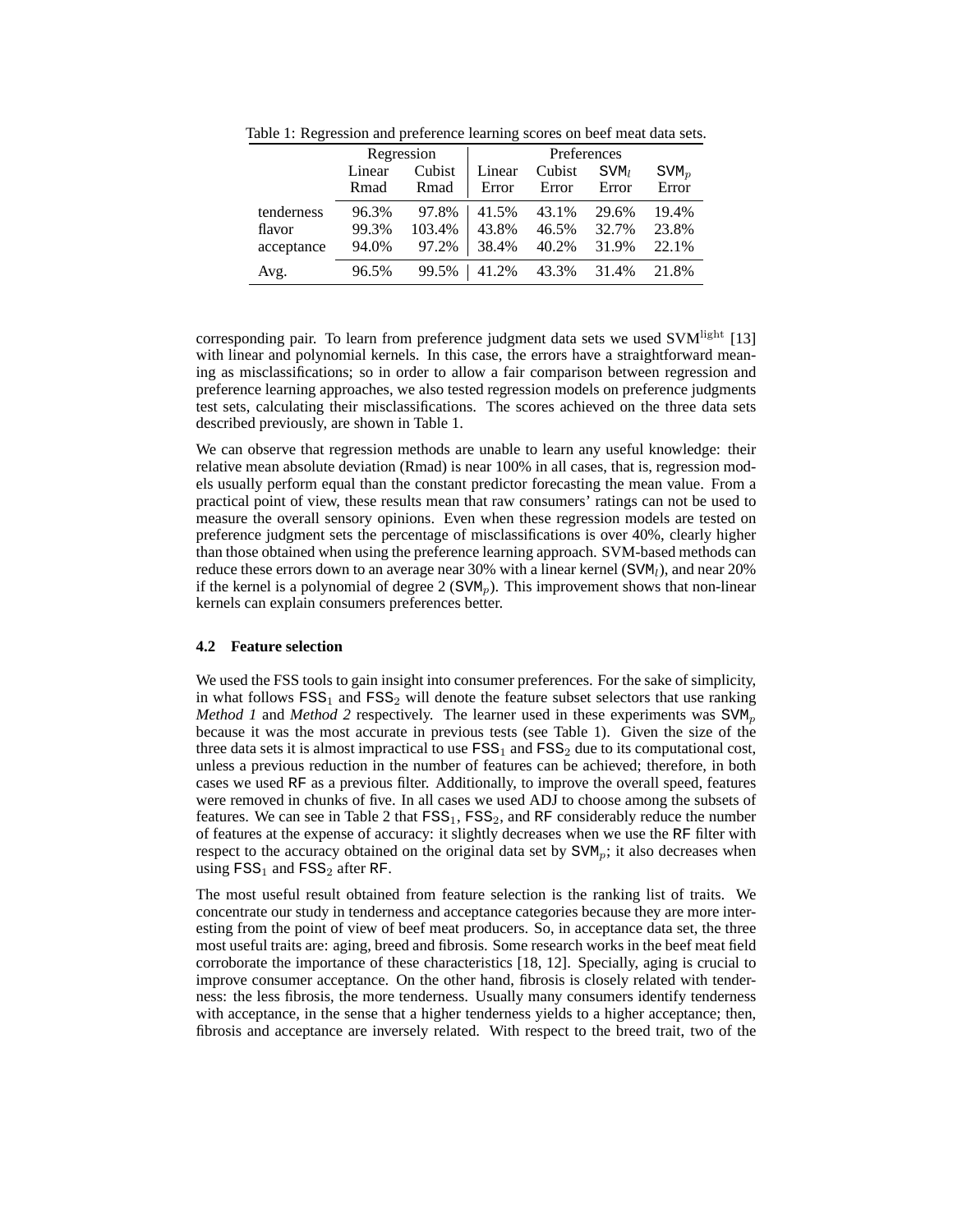Table 1: Regression and preference learning scores on beef meat data sets.

| | Regression | | Preferences | | | |
|---|---|---|---|---|---|---|
| | Linear Rmad | Cubist Rmad | Linear Error | Cubist Error | $\mathsf{SVM}_l$ Error | $\mathsf{SVM}_p$ Error |
| tenderness | 96.3% | 97.8% | 41.5% | 43.1% | 29.6% | 19.4% |
| flavor | 99.3% | 103.4% | 43.8% | 46.5% | 32.7% | 23.8% |
| acceptance | 94.0% | 97.2% | 38.4% | 40.2% | 31.9% | 22.1% |
| Avg. | 96.5% | 99.5% | 41.2% | 43.3% | 31.4% | 21.8% |

corresponding pair. To learn from preference judgment data sets we used $\text{SVM}^{\text{light}}$ [13] with linear and polynomial kernels. In this case, the errors have a straightforward meaning as misclassifications; so in order to allow a fair comparison between regression and preference learning approaches, we also tested regression models on preference judgments test sets, calculating their misclassifications. The scores achieved on the three data sets described previously, are shown in Table 1.

We can observe that regression methods are unable to learn any useful knowledge: their relative mean absolute deviation (Rmad) is near 100% in all cases, that is, regression models usually perform equal than the constant predictor forecasting the mean value. From a practical point of view, these results mean that raw consumers' ratings can not be used to measure the overall sensory opinions. Even when these regression models are tested on preference judgment sets the percentage of misclassifications is over 40%, clearly higher than those obtained when using the preference learning approach. SVM-based methods can reduce these errors down to an average near 30% with a linear kernel ($\mathsf{SVM}_l$), and near 20% if the kernel is a polynomial of degree 2 ($\mathsf{SVM}_p$). This improvement shows that non-linear kernels can explain consumers preferences better.

### 4.2 Feature selection

We used the FSS tools to gain insight into consumer preferences. For the sake of simplicity, in what follows $\mathsf{FSS}_1$ and $\mathsf{FSS}_2$ will denote the feature subset selectors that use ranking *Method 1* and *Method 2* respectively. The learner used in these experiments was $\mathsf{SVM}_p$ because it was the most accurate in previous tests (see Table 1). Given the size of the three data sets it is almost impractical to use $\mathsf{FSS}_1$ and $\mathsf{FSS}_2$ due to its computational cost, unless a previous reduction in the number of features can be achieved; therefore, in both cases we used RF as a previous filter. Additionally, to improve the overall speed, features were removed in chunks of five. In all cases we used ADJ to choose among the subsets of features. We can see in Table 2 that $\mathsf{FSS}_1$, $\mathsf{FSS}_2$, and RF considerably reduce the number of features at the expense of accuracy: it slightly decreases when we use the RF filter with respect to the accuracy obtained on the original data set by $\mathsf{SVM}_p$; it also decreases when using $\mathsf{FSS}_1$ and $\mathsf{FSS}_2$ after RF.

The most useful result obtained from feature selection is the ranking list of traits. We concentrate our study in tenderness and acceptance categories because they are more interesting from the point of view of beef meat producers. So, in acceptance data set, the three most useful traits are: aging, breed and fibrosis. Some research works in the beef meat field corroborate the importance of these characteristics [18, 12]. Specially, aging is crucial to improve consumer acceptance. On the other hand, fibrosis is closely related with tenderness: the less fibrosis, the more tenderness. Usually many consumers identify tenderness with acceptance, in the sense that a higher tenderness yields to a higher acceptance; then, fibrosis and acceptance are inversely related. With respect to the breed trait, two of the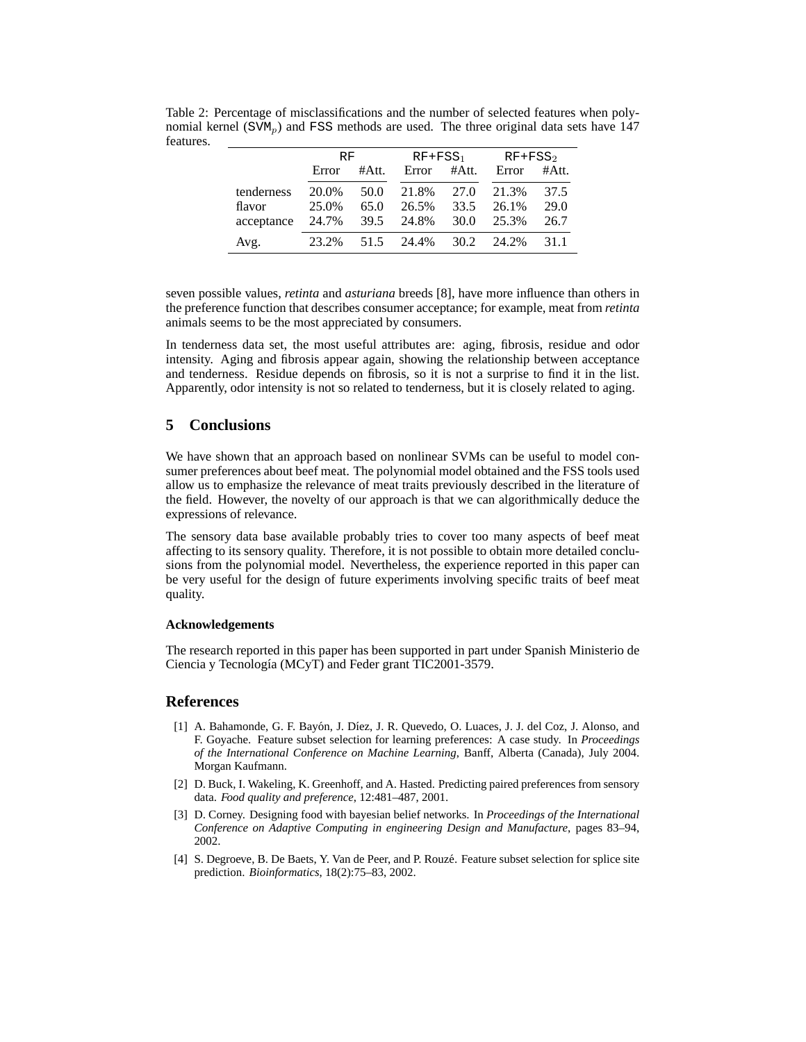Table 2: Percentage of misclassifications and the number of selected features when polynomial kernel ($\mathsf{SVM}_p$) and FSS methods are used. The three original data sets have 147 features.

| | RF | | RF+FSS$_1$ | | RF+FSS$_2$ | |
|---|---|---|---|---|---|---|
| | Error | #Att. | Error | #Att. | Error | #Att. |
| tenderness | 20.0% | 50.0 | 21.8% | 27.0 | 21.3% | 37.5 |
| flavor | 25.0% | 65.0 | 26.5% | 33.5 | 26.1% | 29.0 |
| acceptance | 24.7% | 39.5 | 24.8% | 30.0 | 25.3% | 26.7 |
| Avg. | 23.2% | 51.5 | 24.4% | 30.2 | 24.2% | 31.1 |

seven possible values, *retinta* and *asturiana* breeds [8], have more influence than others in the preference function that describes consumer acceptance; for example, meat from *retinta* animals seems to be the most appreciated by consumers.

In tenderness data set, the most useful attributes are: aging, fibrosis, residue and odor intensity. Aging and fibrosis appear again, showing the relationship between acceptance and tenderness. Residue depends on fibrosis, so it is not a surprise to find it in the list. Apparently, odor intensity is not so related to tenderness, but it is closely related to aging.

## 5 Conclusions

We have shown that an approach based on nonlinear SVMs can be useful to model consumer preferences about beef meat. The polynomial model obtained and the FSS tools used allow us to emphasize the relevance of meat traits previously described in the literature of the field. However, the novelty of our approach is that we can algorithmically deduce the expressions of relevance.

The sensory data base available probably tries to cover too many aspects of beef meat affecting to its sensory quality. Therefore, it is not possible to obtain more detailed conclusions from the polynomial model. Nevertheless, the experience reported in this paper can be very useful for the design of future experiments involving specific traits of beef meat quality.

#### Acknowledgements

The research reported in this paper has been supported in part under Spanish Ministerio de Ciencia y Tecnología (MCyT) and Feder grant TIC2001-3579.

## References

[1] A. Bahamonde, G. F. Bayón, J. Díez, J. R. Quevedo, O. Luaces, J. J. del Coz, J. Alonso, and F. Goyache. Feature subset selection for learning preferences: A case study. In *Proceedings of the International Conference on Machine Learning*, Banff, Alberta (Canada), July 2004. Morgan Kaufmann.

[2] D. Buck, I. Wakeling, K. Greenhoff, and A. Hasted. Predicting paired preferences from sensory data. *Food quality and preference*, 12:481–487, 2001.

[3] D. Corney. Designing food with bayesian belief networks. In *Proceedings of the International Conference on Adaptive Computing in engineering Design and Manufacture*, pages 83–94, 2002.

[4] S. Degroeve, B. De Baets, Y. Van de Peer, and P. Rouzé. Feature subset selection for splice site prediction. *Bioinformatics*, 18(2):75–83, 2002.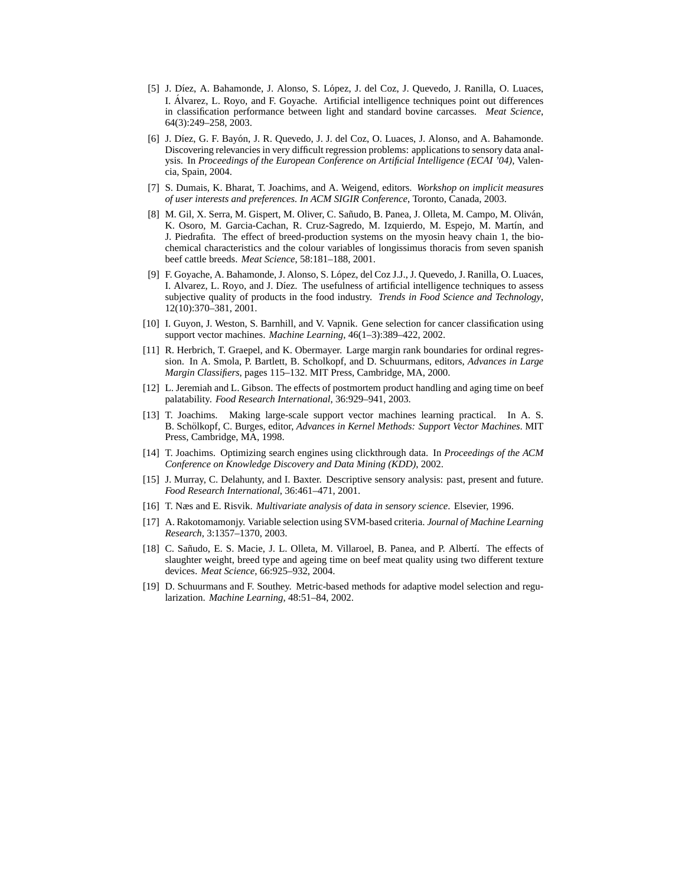[5] J. Díez, A. Bahamonde, J. Alonso, S. López, J. del Coz, J. Quevedo, J. Ranilla, O. Luaces, I. Álvarez, L. Royo, and F. Goyache. Artificial intelligence techniques point out differences in classification performance between light and standard bovine carcasses. *Meat Science*, 64(3):249–258, 2003.

[6] J. Díez, G. F. Bayón, J. R. Quevedo, J. J. del Coz, O. Luaces, J. Alonso, and A. Bahamonde. Discovering relevancies in very difficult regression problems: applications to sensory data analysis. In *Proceedings of the European Conference on Artificial Intelligence (ECAI '04)*, Valencia, Spain, 2004.

[7] S. Dumais, K. Bharat, T. Joachims, and A. Weigend, editors. *Workshop on implicit measures of user interests and preferences. In ACM SIGIR Conference*, Toronto, Canada, 2003.

[8] M. Gil, X. Serra, M. Gispert, M. Oliver, C. Sañudo, B. Panea, J. Olleta, M. Campo, M. Oliván, K. Osoro, M. Garcia-Cachan, R. Cruz-Sagredo, M. Izquierdo, M. Espejo, M. Martín, and J. Piedrafita. The effect of breed-production systems on the myosin heavy chain 1, the biochemical characteristics and the colour variables of longissimus thoracis from seven spanish beef cattle breeds. *Meat Science*, 58:181–188, 2001.

[9] F. Goyache, A. Bahamonde, J. Alonso, S. López, del Coz J.J., J. Quevedo, J. Ranilla, O. Luaces, I. Alvarez, L. Royo, and J. Díez. The usefulness of artificial intelligence techniques to assess subjective quality of products in the food industry. *Trends in Food Science and Technology*, 12(10):370–381, 2001.

[10] I. Guyon, J. Weston, S. Barnhill, and V. Vapnik. Gene selection for cancer classification using support vector machines. *Machine Learning*, 46(1–3):389–422, 2002.

[11] R. Herbrich, T. Graepel, and K. Obermayer. Large margin rank boundaries for ordinal regression. In A. Smola, P. Bartlett, B. Scholkopf, and D. Schuurmans, editors, *Advances in Large Margin Classifiers*, pages 115–132. MIT Press, Cambridge, MA, 2000.

[12] L. Jeremiah and L. Gibson. The effects of postmortem product handling and aging time on beef palatability. *Food Research International*, 36:929–941, 2003.

[13] T. Joachims. Making large-scale support vector machines learning practical. In A. S. B. Schölkopf, C. Burges, editor, *Advances in Kernel Methods: Support Vector Machines*. MIT Press, Cambridge, MA, 1998.

[14] T. Joachims. Optimizing search engines using clickthrough data. In *Proceedings of the ACM Conference on Knowledge Discovery and Data Mining (KDD)*, 2002.

[15] J. Murray, C. Delahunty, and I. Baxter. Descriptive sensory analysis: past, present and future. *Food Research International*, 36:461–471, 2001.

[16] T. Næs and E. Risvik. *Multivariate analysis of data in sensory science*. Elsevier, 1996.

[17] A. Rakotomamonjy. Variable selection using SVM-based criteria. *Journal of Machine Learning Research*, 3:1357–1370, 2003.

[18] C. Sañudo, E. S. Macie, J. L. Olleta, M. Villaroel, B. Panea, and P. Albertí. The effects of slaughter weight, breed type and ageing time on beef meat quality using two different texture devices. *Meat Science*, 66:925–932, 2004.

[19] D. Schuurmans and F. Southey. Metric-based methods for adaptive model selection and regularization. *Machine Learning*, 48:51–84, 2002.